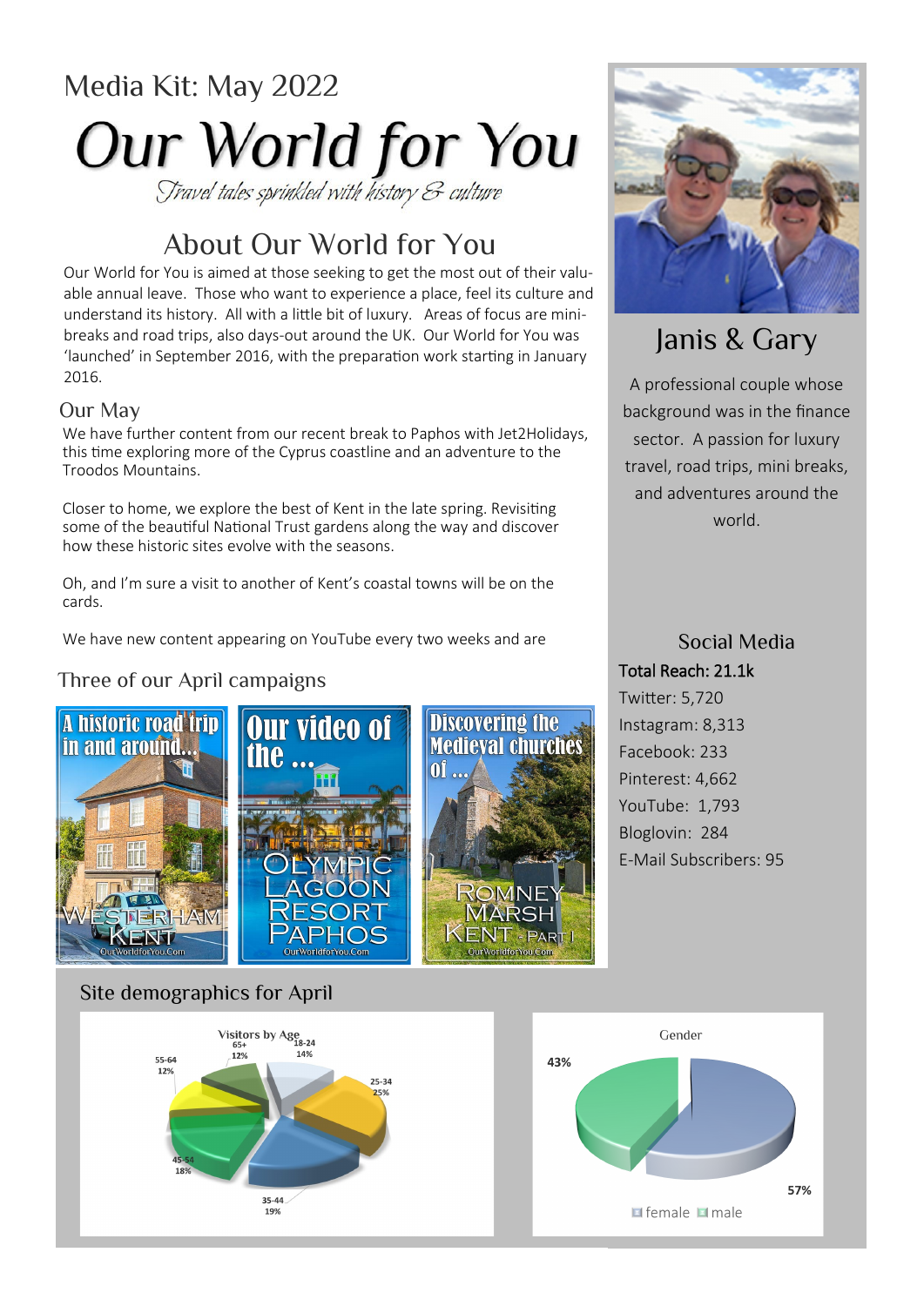Media Kit: May 2022

# Our World for You

*Travel tales sprinkled with history & culture*

## About Our World for You

Our World for You is aimed at those seeking to get the most out of their valuable annual leave. Those who want to experience a place, feel its culture and understand its history. All with a little bit of luxury. Areas of focus are mini-breaks and road trips, also days-out around the UK. Our World for You was 'launched' in September 2016, with the preparation work starting in January 2016.

### Our May

We have further content from our recent break to Paphos with Jet2Holidays, this time exploring more of the Cyprus coastline and an adventure to the Troodos Mountains.

Closer to home, we explore the best of Kent in the late spring. Revisiting some of the beautiful National Trust gardens along the way and discover how these historic sites evolve with the seasons.

Oh, and I'm sure a visit to another of Kent's coastal towns will be on the cards.

We have new content appearing on YouTube every two weeks and are

### Three of our April campaigns

A historic road trip in and around... Westerham Kent

Our video of the ... Olympic Lagoon Resort Paphos

Discovering the Medieval churches of ... Romney Marsh Kent - Part I

## Janis & Gary

A professional couple whose background was in the finance sector. A passion for luxury travel, road trips, mini breaks, and adventures around the world.

### Social Media

**Total Reach: 21.1k**

Twitter: 5,720
Instagram: 8,313
Facebook: 233
Pinterest: 4,662
YouTube: 1,793
Bloglovin: 284
E-Mail Subscribers: 95

### Site demographics for April

Visitors by Age

| Age | % |
|---|---|
| 18-24 | 14% |
| 25-34 | 25% |
| 35-44 | 19% |
| 45-54 | 18% |
| 55-64 | 12% |
| 65+ | 12% |

Gender

| Gender | % |
|---|---|
| female | 57% |
| male | 43% |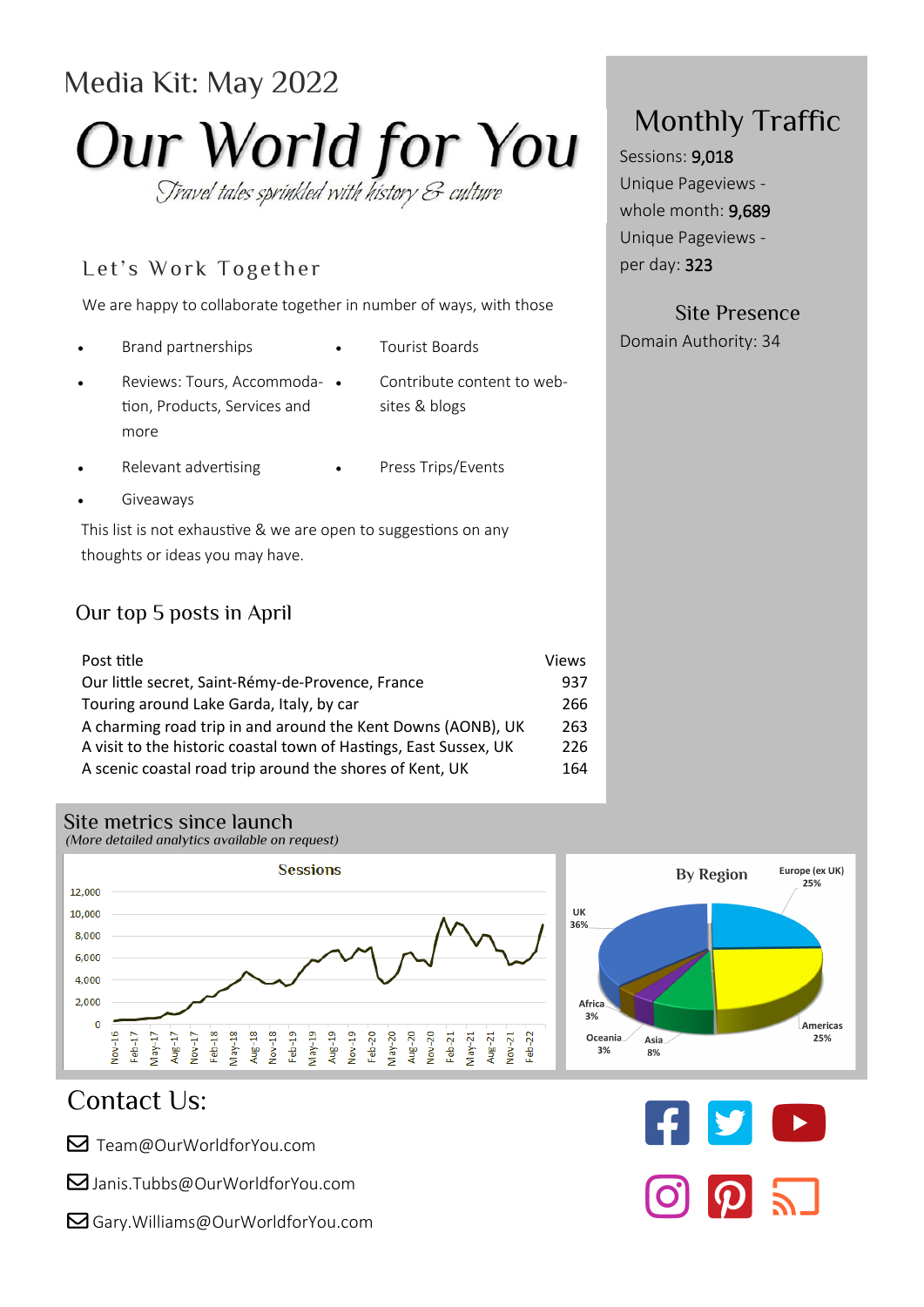Media Kit: May 2022

# Our World for You

*Travel tales sprinkled with history & culture*

## Let's Work Together

We are happy to collaborate together in number of ways, with those

- Brand partnerships
- Tourist Boards
- Reviews: Tours, Accommodation, Products, Services and more
- Contribute content to websites & blogs
- Relevant advertising
- Press Trips/Events
- Giveaways

This list is not exhaustive & we are open to suggestions on any thoughts or ideas you may have.

## Our top 5 posts in April

| Post title | Views |
|---|---|
| Our little secret, Saint-Rémy-de-Provence, France | 937 |
| Touring around Lake Garda, Italy, by car | 266 |
| A charming road trip in and around the Kent Downs (AONB), UK | 263 |
| A visit to the historic coastal town of Hastings, East Sussex, UK | 226 |
| A scenic coastal road trip around the shores of Kent, UK | 164 |

## Monthly Traffic

Sessions: **9,018**

Unique Pageviews - whole month: **9,689**

Unique Pageviews - per day: **323**

### Site Presence

Domain Authority: 34

## Site metrics since launch

*(More detailed analytics available on request)*

Sessions

12,000
10,000
8,000
6,000
4,000
2,000
0

Nov-16 Feb-17 May-17 Aug-17 Nov-17 Feb-18 May-18 Aug-18 Nov-18 Feb-19 May-19 Aug-19 Nov-19 Feb-20 May-20 Aug-20 Nov-20 Feb-21 May-21 Aug-21 Nov-21 Feb-22

By Region

Europe (ex UK) 25%
UK 36%
Americas 25%
Africa 3%
Oceania 3%
Asia 8%

## Contact Us:

Team@OurWorldforYou.com

Janis.Tubbs@OurWorldforYou.com

Gary.Williams@OurWorldforYou.com